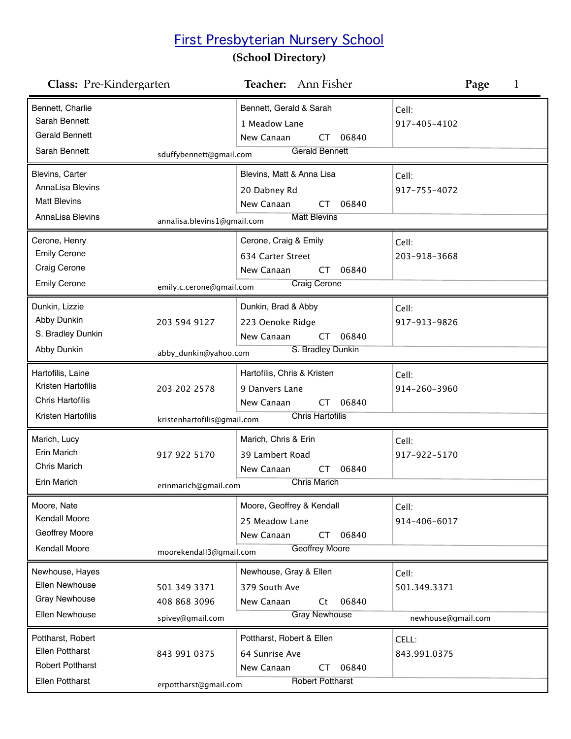# First Presbyterian Nursery School

**(School Directory)**

**Class:** Pre-Kindergarten **Teacher:** Ann Fisher **Page** 1

| Student / Parents | Phone / Email | Address | Cell |
|---|---|---|---|
| Bennett, Charlie<br>Sarah Bennett<br>Gerald Bennett<br>Sarah Bennett | sduffybennett@gmail.com | Bennett, Gerald & Sarah<br>1 Meadow Lane<br>New Canaan CT 06840<br>Gerald Bennett | Cell:<br>917-405-4102 |
| Blevins, Carter<br>AnnaLisa Blevins<br>Matt Blevins<br>AnnaLisa Blevins | annalisa.blevins1@gmail.com | Blevins, Matt & Anna Lisa<br>20 Dabney Rd<br>New Canaan CT 06840<br>Matt Blevins | Cell:<br>917-755-4072 |
| Cerone, Henry<br>Emily Cerone<br>Craig Cerone<br>Emily Cerone | emily.c.cerone@gmail.com | Cerone, Craig & Emily<br>634 Carter Street<br>New Canaan CT 06840<br>Craig Cerone | Cell:<br>203-918-3668 |
| Dunkin, Lizzie<br>Abby Dunkin<br>S. Bradley Dunkin<br>Abby Dunkin | 203 594 9127<br>abby_dunkin@yahoo.com | Dunkin, Brad & Abby<br>223 Oenoke Ridge<br>New Canaan CT 06840<br>S. Bradley Dunkin | Cell:<br>917-913-9826 |
| Hartofilis, Laine<br>Kristen Hartofilis<br>Chris Hartofilis<br>Kristen Hartofilis | 203 202 2578<br>kristenhartofilis@gmail.com | Hartofilis, Chris & Kristen<br>9 Danvers Lane<br>New Canaan CT 06840<br>Chris Hartofilis | Cell:<br>914-260-3960 |
| Marich, Lucy<br>Erin Marich<br>Chris Marich<br>Erin Marich | 917 922 5170<br>erinmarich@gmail.com | Marich, Chris & Erin<br>39 Lambert Road<br>New Canaan CT 06840<br>Chris Marich | Cell:<br>917-922-5170 |
| Moore, Nate<br>Kendall Moore<br>Geoffrey Moore<br>Kendall Moore | moorekendall3@gmail.com | Moore, Geoffrey & Kendall<br>25 Meadow Lane<br>New Canaan CT 06840<br>Geoffrey Moore | Cell:<br>914-406-6017 |
| Newhouse, Hayes<br>Ellen Newhouse<br>Gray Newhouse<br>Ellen Newhouse | 501 349 3371<br>408 868 3096<br>spivey@gmail.com | Newhouse, Gray & Ellen<br>379 South Ave<br>New Canaan Ct 06840<br>Gray Newhouse | Cell:<br>501.349.3371<br>newhouse@gmail.com |
| Pottharst, Robert<br>Ellen Pottharst<br>Robert Pottharst<br>Ellen Pottharst | 843 991 0375<br>erpottharst@gmail.com | Pottharst, Robert & Ellen<br>64 Sunrise Ave<br>New Canaan CT 06840<br>Robert Pottharst | CELL:<br>843.991.0375 |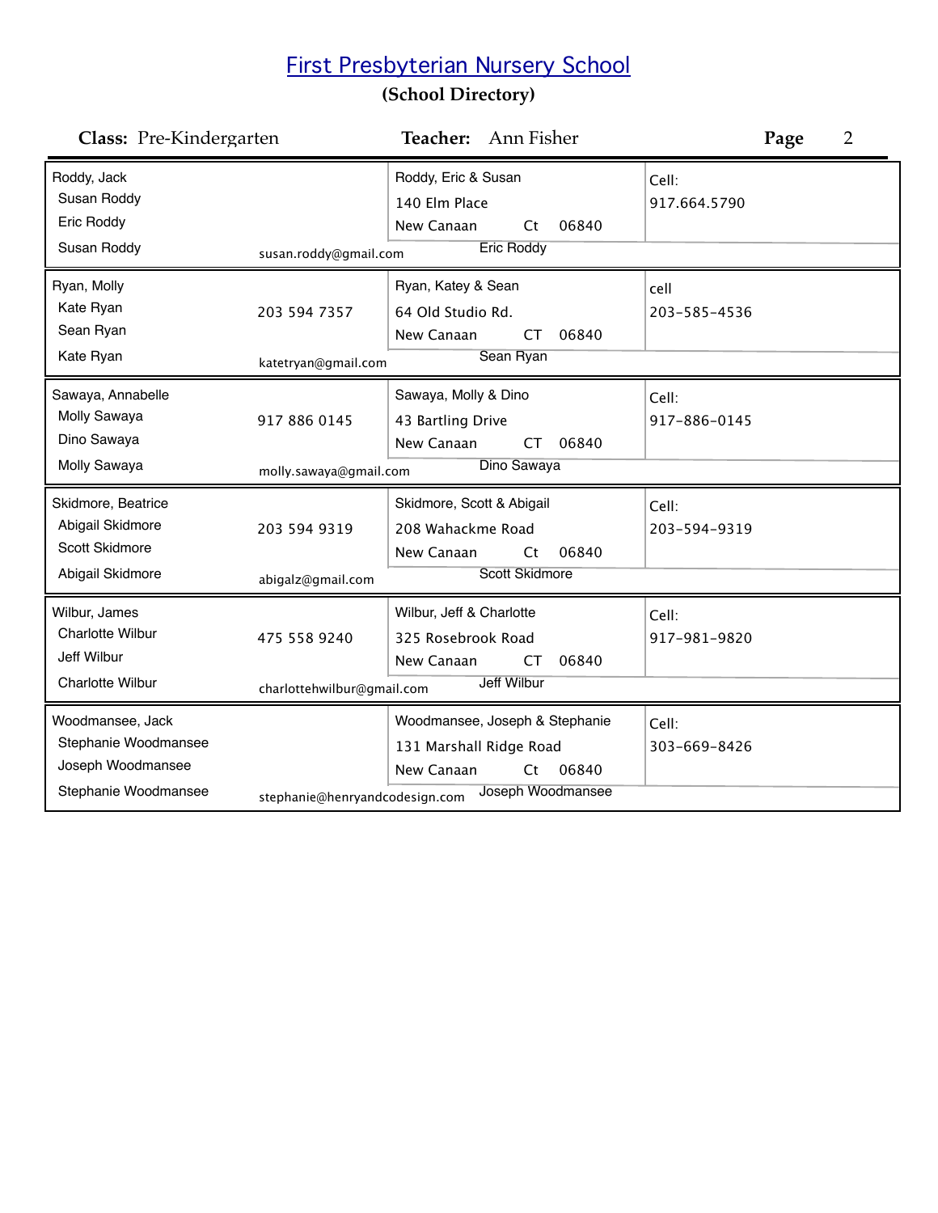# First Presbyterian Nursery School

**(School Directory)**

**Class:** Pre-Kindergarten **Teacher:** Ann Fisher **Page** 2

| | | | |
|---|---|---|---|
| Roddy, Jack<br>Susan Roddy<br>Eric Roddy<br>Susan Roddy | <br><br><br>susan.roddy@gmail.com | Roddy, Eric & Susan<br>140 Elm Place<br>New Canaan Ct 06840<br>Eric Roddy | Cell:<br>917.664.5790 |
| Ryan, Molly<br>Kate Ryan<br>Sean Ryan<br>Kate Ryan | <br>203 594 7357<br><br>katetryan@gmail.com | Ryan, Katey & Sean<br>64 Old Studio Rd.<br>New Canaan CT 06840<br>Sean Ryan | cell<br>203-585-4536 |
| Sawaya, Annabelle<br>Molly Sawaya<br>Dino Sawaya<br>Molly Sawaya | <br>917 886 0145<br><br>molly.sawaya@gmail.com | Sawaya, Molly & Dino<br>43 Bartling Drive<br>New Canaan CT 06840<br>Dino Sawaya | Cell:<br>917-886-0145 |
| Skidmore, Beatrice<br>Abigail Skidmore<br>Scott Skidmore<br>Abigail Skidmore | <br>203 594 9319<br><br>abigalz@gmail.com | Skidmore, Scott & Abigail<br>208 Wahackme Road<br>New Canaan Ct 06840<br>Scott Skidmore | Cell:<br>203-594-9319 |
| Wilbur, James<br>Charlotte Wilbur<br>Jeff Wilbur<br>Charlotte Wilbur | <br>475 558 9240<br><br>charlottehwilbur@gmail.com | Wilbur, Jeff & Charlotte<br>325 Rosebrook Road<br>New Canaan CT 06840<br>Jeff Wilbur | Cell:<br>917-981-9820 |
| Woodmansee, Jack<br>Stephanie Woodmansee<br>Joseph Woodmansee<br>Stephanie Woodmansee | <br><br><br>stephanie@henryandcodesign.com | Woodmansee, Joseph & Stephanie<br>131 Marshall Ridge Road<br>New Canaan Ct 06840<br>Joseph Woodmansee | Cell:<br>303-669-8426 |